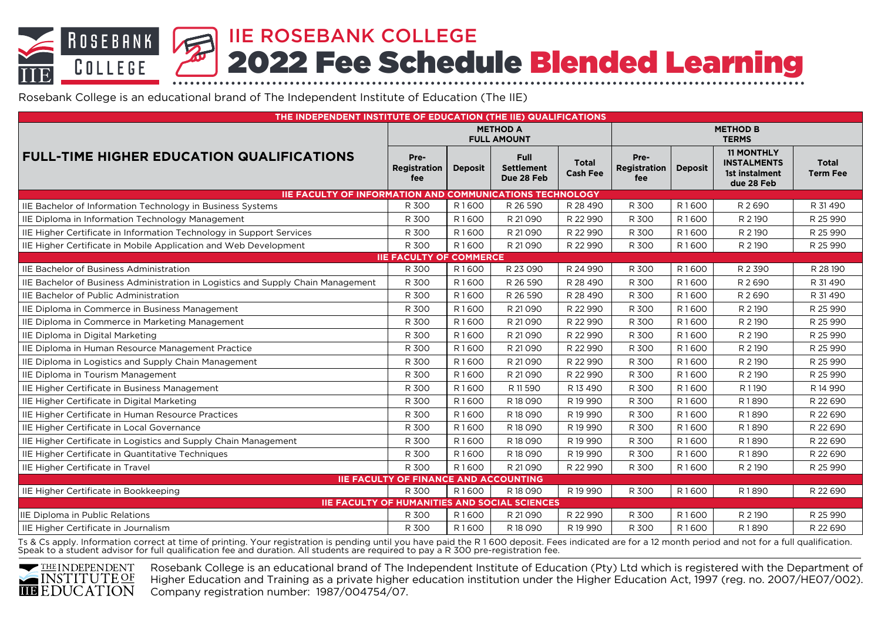# IIE ROSEBANK COLLEGE

## 2022 Fee Schedule Blended Learning

Rosebank College is an educational brand of The Independent Institute of Education (The IIE)

| FULL-TIME HIGHER EDUCATION QUALIFICATIONS | METHOD A FULL AMOUNT | | | | METHOD B TERMS | | | |
|---|---|---|---|---|---|---|---|---|
| | Pre-Registration fee | Deposit | Full Settlement Due 28 Feb | Total Cash Fee | Pre-Registration fee | Deposit | 11 MONTHLY INSTALMENTS 1st instalment due 28 Feb | Total Term Fee |
| **IIE FACULTY OF INFORMATION AND COMMUNICATIONS TECHNOLOGY** | | | | | | | | |
| IIE Bachelor of Information Technology in Business Systems | R 300 | R 1 600 | R 26 590 | R 28 490 | R 300 | R 1 600 | R 2 690 | R 31 490 |
| IIE Diploma in Information Technology Management | R 300 | R 1 600 | R 21 090 | R 22 990 | R 300 | R 1 600 | R 2 190 | R 25 990 |
| IIE Higher Certificate in Information Technology in Support Services | R 300 | R 1 600 | R 21 090 | R 22 990 | R 300 | R 1 600 | R 2 190 | R 25 990 |
| IIE Higher Certificate in Mobile Application and Web Development | R 300 | R 1 600 | R 21 090 | R 22 990 | R 300 | R 1 600 | R 2 190 | R 25 990 |
| **IIE FACULTY OF COMMERCE** | | | | | | | | |
| IIE Bachelor of Business Administration | R 300 | R 1 600 | R 23 090 | R 24 990 | R 300 | R 1 600 | R 2 390 | R 28 190 |
| IIE Bachelor of Business Administration in Logistics and Supply Chain Management | R 300 | R 1 600 | R 26 590 | R 28 490 | R 300 | R 1 600 | R 2 690 | R 31 490 |
| IIE Bachelor of Public Administration | R 300 | R 1 600 | R 26 590 | R 28 490 | R 300 | R 1 600 | R 2 690 | R 31 490 |
| IIE Diploma in Commerce in Business Management | R 300 | R 1 600 | R 21 090 | R 22 990 | R 300 | R 1 600 | R 2 190 | R 25 990 |
| IIE Diploma in Commerce in Marketing Management | R 300 | R 1 600 | R 21 090 | R 22 990 | R 300 | R 1 600 | R 2 190 | R 25 990 |
| IIE Diploma in Digital Marketing | R 300 | R 1 600 | R 21 090 | R 22 990 | R 300 | R 1 600 | R 2 190 | R 25 990 |
| IIE Diploma in Human Resource Management Practice | R 300 | R 1 600 | R 21 090 | R 22 990 | R 300 | R 1 600 | R 2 190 | R 25 990 |
| IIE Diploma in Logistics and Supply Chain Management | R 300 | R 1 600 | R 21 090 | R 22 990 | R 300 | R 1 600 | R 2 190 | R 25 990 |
| IIE Diploma in Tourism Management | R 300 | R 1 600 | R 21 090 | R 22 990 | R 300 | R 1 600 | R 2 190 | R 25 990 |
| IIE Higher Certificate in Business Management | R 300 | R 1 600 | R 11 590 | R 13 490 | R 300 | R 1 600 | R 1 190 | R 14 990 |
| IIE Higher Certificate in Digital Marketing | R 300 | R 1 600 | R 18 090 | R 19 990 | R 300 | R 1 600 | R 1 890 | R 22 690 |
| IIE Higher Certificate in Human Resource Practices | R 300 | R 1 600 | R 18 090 | R 19 990 | R 300 | R 1 600 | R 1 890 | R 22 690 |
| IIE Higher Certificate in Local Governance | R 300 | R 1 600 | R 18 090 | R 19 990 | R 300 | R 1 600 | R 1 890 | R 22 690 |
| IIE Higher Certificate in Logistics and Supply Chain Management | R 300 | R 1 600 | R 18 090 | R 19 990 | R 300 | R 1 600 | R 1 890 | R 22 690 |
| IIE Higher Certificate in Quantitative Techniques | R 300 | R 1 600 | R 18 090 | R 19 990 | R 300 | R 1 600 | R 1 890 | R 22 690 |
| IIE Higher Certificate in Travel | R 300 | R 1 600 | R 21 090 | R 22 990 | R 300 | R 1 600 | R 2 190 | R 25 990 |
| **IIE FACULTY OF FINANCE AND ACCOUNTING** | | | | | | | | |
| IIE Higher Certificate in Bookkeeping | R 300 | R 1 600 | R 18 090 | R 19 990 | R 300 | R 1 600 | R 1 890 | R 22 690 |
| **IIE FACULTY OF HUMANITIES AND SOCIAL SCIENCES** | | | | | | | | |
| IIE Diploma in Public Relations | R 300 | R 1 600 | R 21 090 | R 22 990 | R 300 | R 1 600 | R 2 190 | R 25 990 |
| IIE Higher Certificate in Journalism | R 300 | R 1 600 | R 18 090 | R 19 990 | R 300 | R 1 600 | R 1 890 | R 22 690 |

Ts & Cs apply. Information correct at time of printing. Your registration is pending until you have paid the R 1 600 deposit. Fees indicated are for a 12 month period and not for a full qualification. Speak to a student advisor for full qualification fee and duration. All students are required to pay a R 300 pre-registration fee.

Rosebank College is an educational brand of The Independent Institute of Education (Pty) Ltd which is registered with the Department of Higher Education and Training as a private higher education institution under the Higher Education Act, 1997 (reg. no. 2007/HE07/002). Company registration number: 1987/004754/07.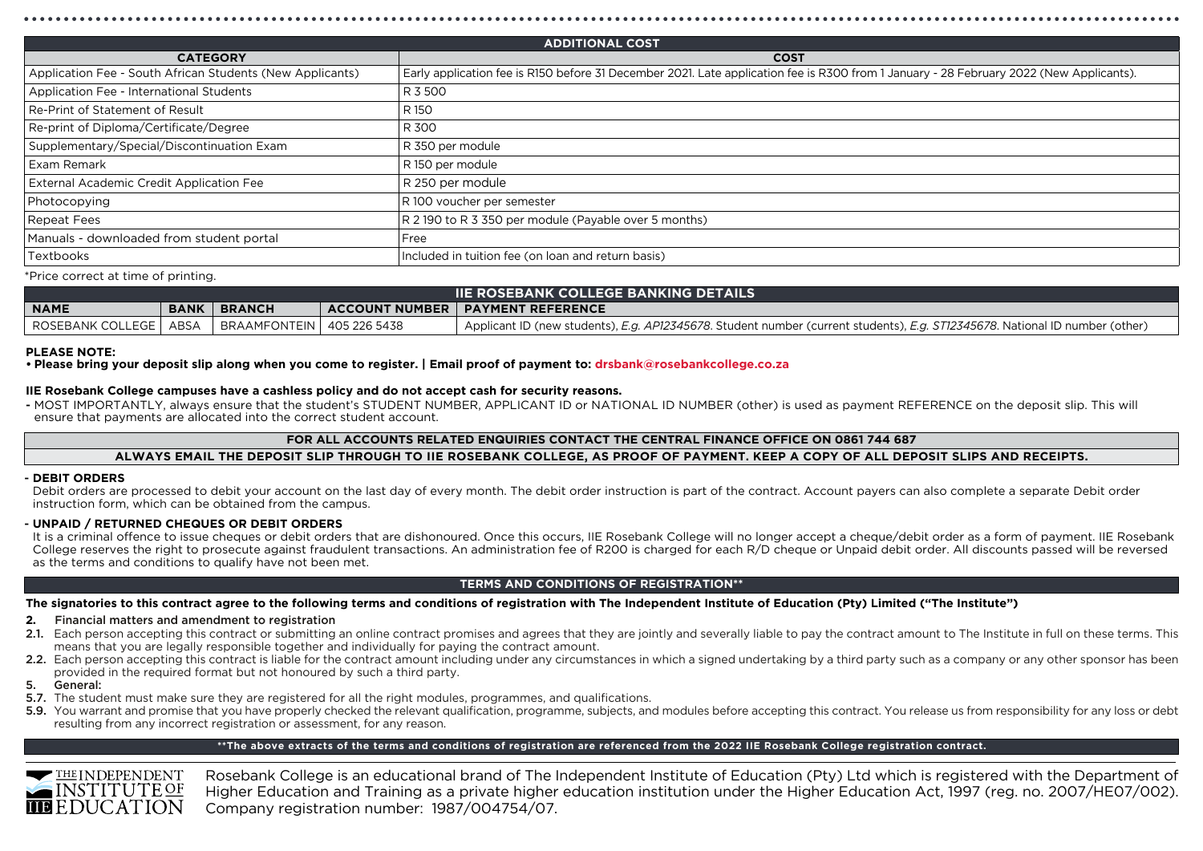| ADDITIONAL COST | |
|---|---|
| **CATEGORY** | **COST** |
| Application Fee - South African Students (New Applicants) | Early application fee is R150 before 31 December 2021. Late application fee is R300 from 1 January - 28 February 2022 (New Applicants). |
| Application Fee - International Students | R 3 500 |
| Re-Print of Statement of Result | R 150 |
| Re-print of Diploma/Certificate/Degree | R 300 |
| Supplementary/Special/Discontinuation Exam | R 350 per module |
| Exam Remark | R 150 per module |
| External Academic Credit Application Fee | R 250 per module |
| Photocopying | R 100 voucher per semester |
| Repeat Fees | R 2 190 to R 3 350 per module (Payable over 5 months) |
| Manuals - downloaded from student portal | Free |
| Textbooks | Included in tuition fee (on loan and return basis) |

*Price correct at time of printing.

| IIE ROSEBANK COLLEGE BANKING DETAILS | | | | |
|---|---|---|---|---|
| **NAME** | **BANK** | **BRANCH** | **ACCOUNT NUMBER** | **PAYMENT REFERENCE** |
| ROSEBANK COLLEGE | ABSA | BRAAMFONTEIN | 405 226 5438 | Applicant ID (new students), *E.g. AP12345678*. Student number (current students), *E.g. ST12345678*. National ID number (other) |

**PLEASE NOTE:**

- **Please bring your deposit slip along when you come to register. | Email proof of payment to: drsbank@rosebankcollege.co.za**

**IIE Rosebank College campuses have a cashless policy and do not accept cash for security reasons.**

- MOST IMPORTANTLY, always ensure that the student's STUDENT NUMBER, APPLICANT ID or NATIONAL ID NUMBER (other) is used as payment REFERENCE on the deposit slip. This will ensure that payments are allocated into the correct student account.

**FOR ALL ACCOUNTS RELATED ENQUIRIES CONTACT THE CENTRAL FINANCE OFFICE ON 0861 744 687**

**ALWAYS EMAIL THE DEPOSIT SLIP THROUGH TO IIE ROSEBANK COLLEGE, AS PROOF OF PAYMENT. KEEP A COPY OF ALL DEPOSIT SLIPS AND RECEIPTS.**

**- DEBIT ORDERS**

Debit orders are processed to debit your account on the last day of every month. The debit order instruction is part of the contract. Account payers can also complete a separate Debit order instruction form, which can be obtained from the campus.

**- UNPAID / RETURNED CHEQUES OR DEBIT ORDERS**

It is a criminal offence to issue cheques or debit orders that are dishonoured. Once this occurs, IIE Rosebank College will no longer accept a cheque/debit order as a form of payment. IIE Rosebank College reserves the right to prosecute against fraudulent transactions. An administration fee of R200 is charged for each R/D cheque or Unpaid debit order. All discounts passed will be reversed as the terms and conditions to qualify have not been met.

## TERMS AND CONDITIONS OF REGISTRATION**

**The signatories to this contract agree to the following terms and conditions of registration with The Independent Institute of Education (Pty) Limited ("The Institute")**

**2. Financial matters and amendment to registration**

**2.1.** Each person accepting this contract or submitting an online contract promises and agrees that they are jointly and severally liable to pay the contract amount to The Institute in full on these terms. This means that you are legally responsible together and individually for paying the contract amount.

**2.2.** Each person accepting this contract is liable for the contract amount including under any circumstances in which a signed undertaking by a third party such as a company or any other sponsor has been provided in the required format but not honoured by such a third party.

**5. General:**

**5.7.** The student must make sure they are registered for all the right modules, programmes, and qualifications.

**5.9.** You warrant and promise that you have properly checked the relevant qualification, programme, subjects, and modules before accepting this contract. You release us from responsibility for any loss or debt resulting from any incorrect registration or assessment, for any reason.

****The above extracts of the terms and conditions of registration are referenced from the 2022 IIE Rosebank College registration contract.**

THE INDEPENDENT INSTITUTE OF EDUCATION

Rosebank College is an educational brand of The Independent Institute of Education (Pty) Ltd which is registered with the Department of Higher Education and Training as a private higher education institution under the Higher Education Act, 1997 (reg. no. 2007/HE07/002). Company registration number: 1987/004754/07.